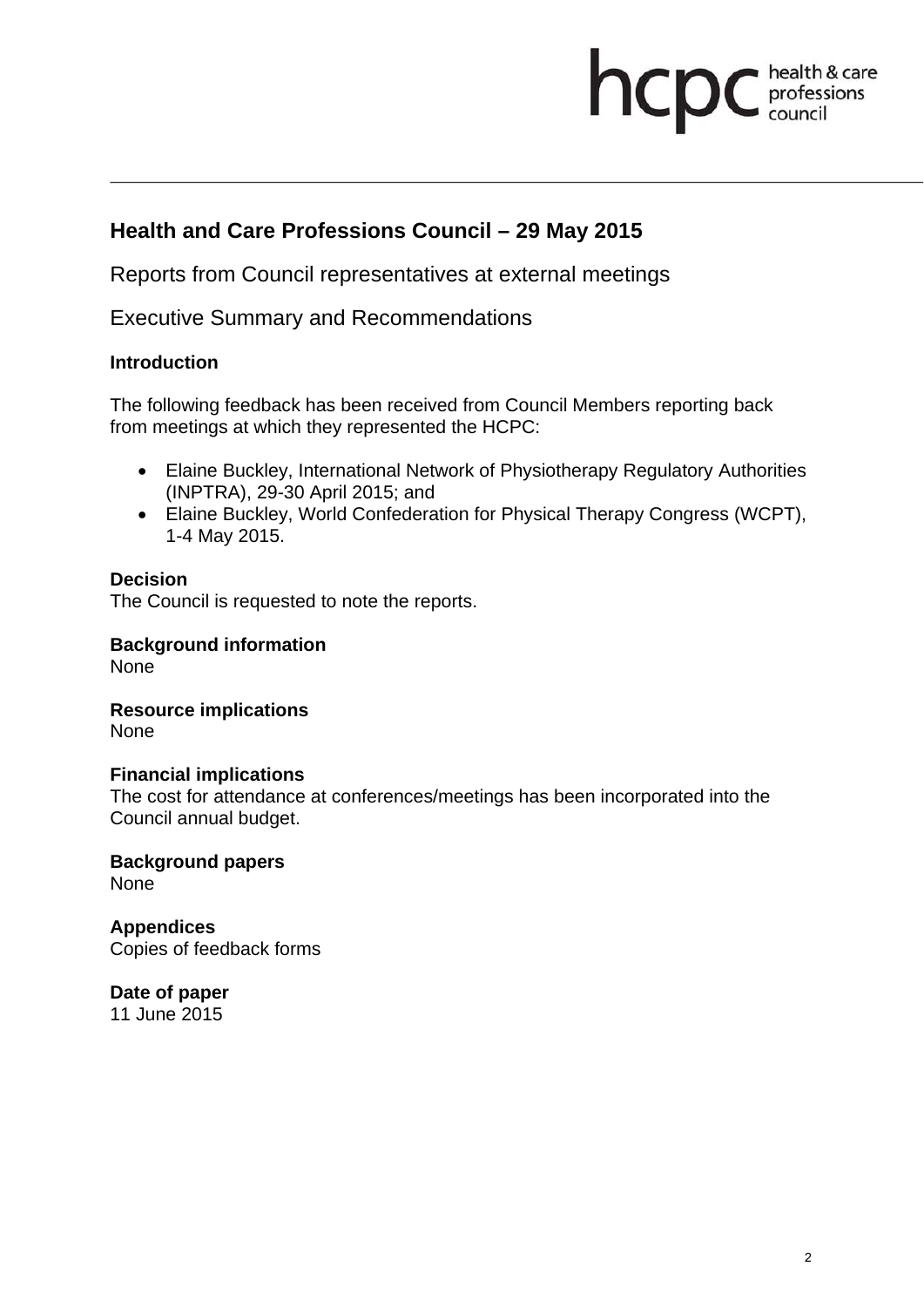## Health and Care Professions Council – 29 May 2015

Reports from Council representatives at external meetings

Executive Summary and Recommendations

**Introduction**

The following feedback has been received from Council Members reporting back from meetings at which they represented the HCPC:

- Elaine Buckley, International Network of Physiotherapy Regulatory Authorities (INPTRA), 29-30 April 2015; and
- Elaine Buckley, World Confederation for Physical Therapy Congress (WCPT), 1-4 May 2015.

**Decision**
The Council is requested to note the reports.

**Background information**
None

**Resource implications**
None

**Financial implications**
The cost for attendance at conferences/meetings has been incorporated into the Council annual budget.

**Background papers**
None

**Appendices**
Copies of feedback forms

**Date of paper**
11 June 2015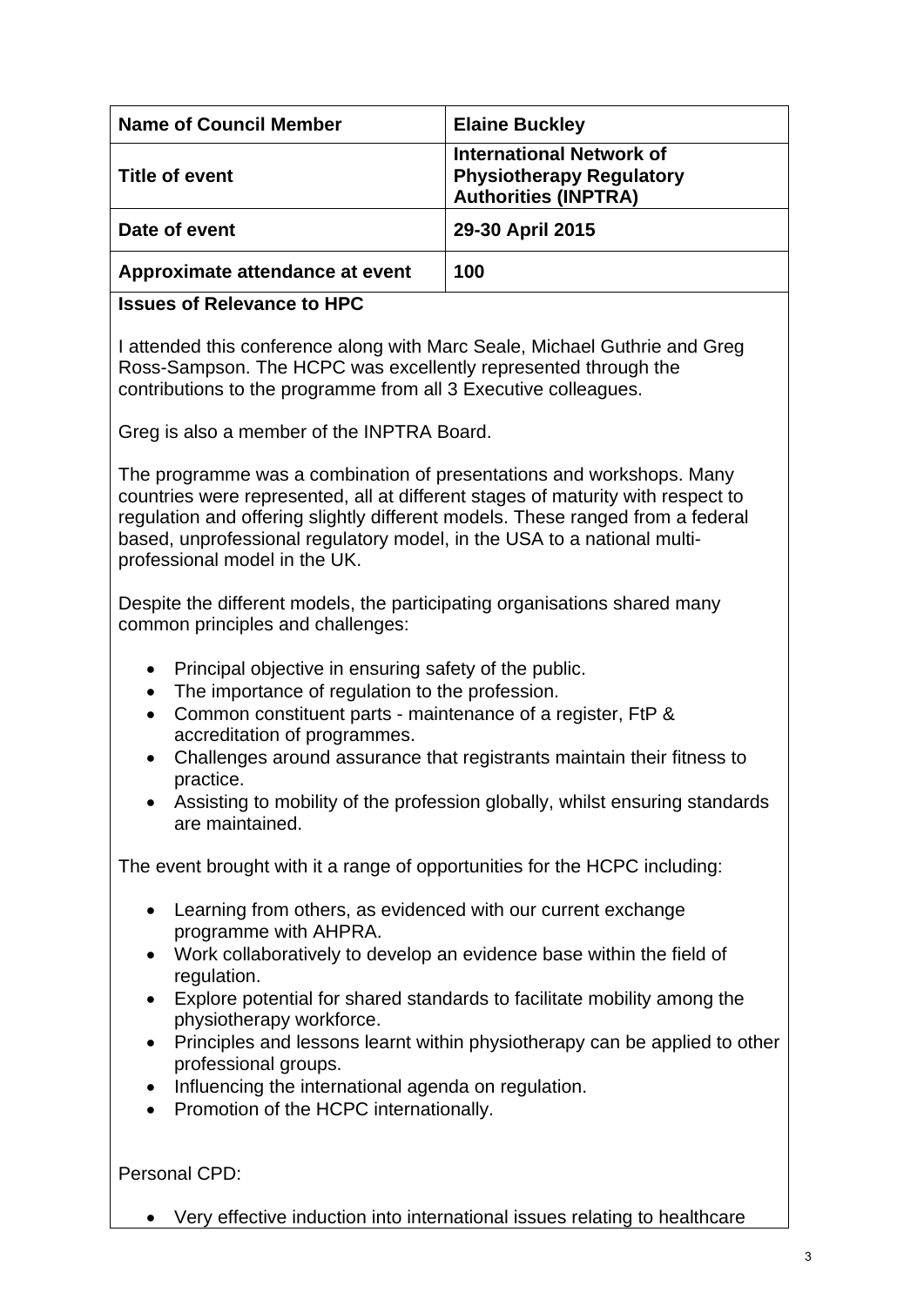| Name of Council Member | Elaine Buckley |
| --- | --- |
| Title of event | International Network of Physiotherapy Regulatory Authorities (INPTRA) |
| Date of event | 29-30 April 2015 |
| Approximate attendance at event | 100 |

**Issues of Relevance to HPC**

I attended this conference along with Marc Seale, Michael Guthrie and Greg Ross-Sampson. The HCPC was excellently represented through the contributions to the programme from all 3 Executive colleagues.

Greg is also a member of the INPTRA Board.

The programme was a combination of presentations and workshops. Many countries were represented, all at different stages of maturity with respect to regulation and offering slightly different models. These ranged from a federal based, unprofessional regulatory model, in the USA to a national multi-professional model in the UK.

Despite the different models, the participating organisations shared many common principles and challenges:

- Principal objective in ensuring safety of the public.
- The importance of regulation to the profession.
- Common constituent parts - maintenance of a register, FtP & accreditation of programmes.
- Challenges around assurance that registrants maintain their fitness to practice.
- Assisting to mobility of the profession globally, whilst ensuring standards are maintained.

The event brought with it a range of opportunities for the HCPC including:

- Learning from others, as evidenced with our current exchange programme with AHPRA.
- Work collaboratively to develop an evidence base within the field of regulation.
- Explore potential for shared standards to facilitate mobility among the physiotherapy workforce.
- Principles and lessons learnt within physiotherapy can be applied to other professional groups.
- Influencing the international agenda on regulation.
- Promotion of the HCPC internationally.

Personal CPD:

- Very effective induction into international issues relating to healthcare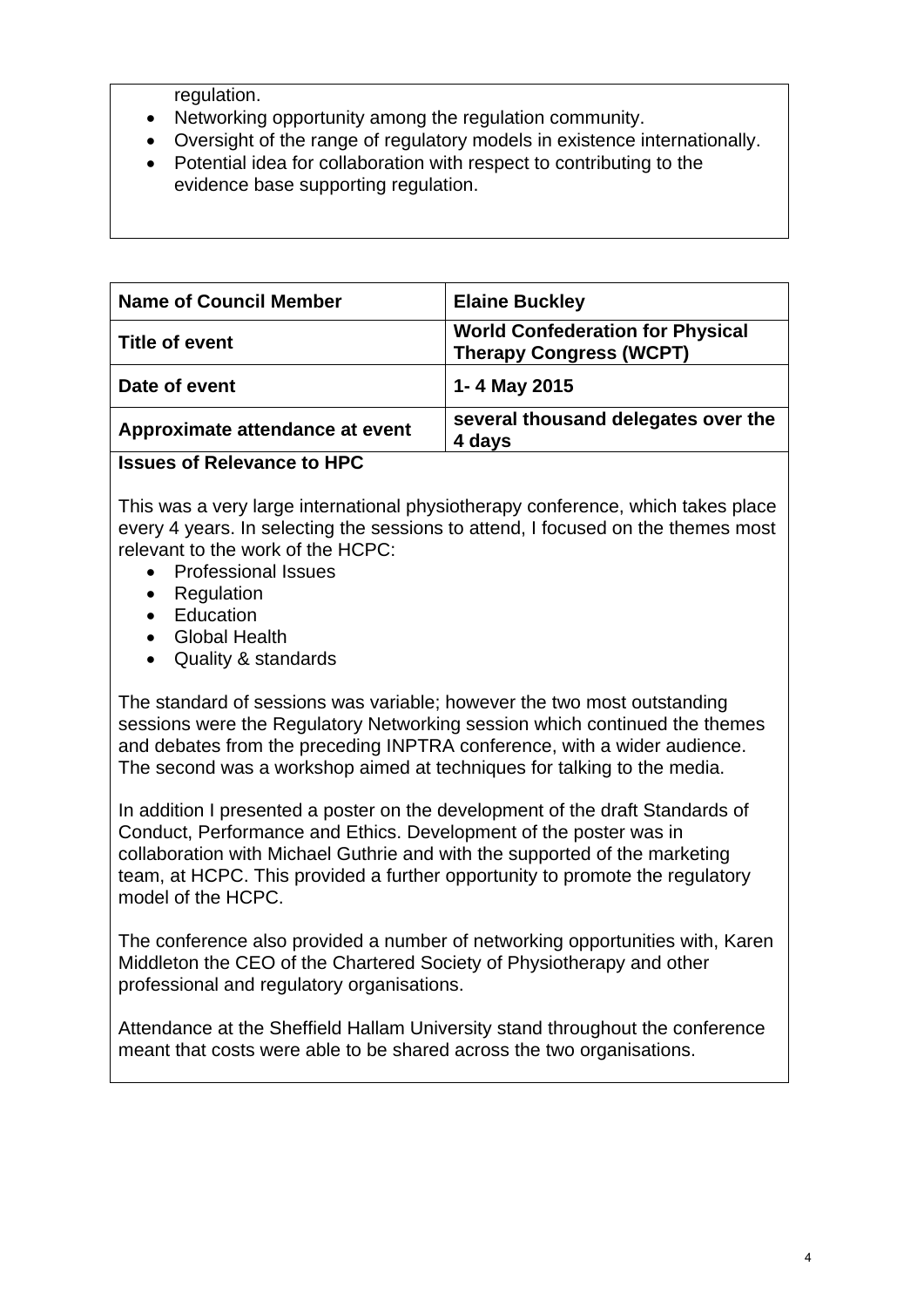regulation.

- Networking opportunity among the regulation community.
- Oversight of the range of regulatory models in existence internationally.
- Potential idea for collaboration with respect to contributing to the evidence base supporting regulation.

| | |
|---|---|
| **Name of Council Member** | **Elaine Buckley** |
| **Title of event** | **World Confederation for Physical Therapy Congress (WCPT)** |
| **Date of event** | **1- 4 May 2015** |
| **Approximate attendance at event** | **several thousand delegates over the 4 days** |

**Issues of Relevance to HPC**

This was a very large international physiotherapy conference, which takes place every 4 years. In selecting the sessions to attend, I focused on the themes most relevant to the work of the HCPC:

- Professional Issues
- Regulation
- Education
- Global Health
- Quality & standards

The standard of sessions was variable; however the two most outstanding sessions were the Regulatory Networking session which continued the themes and debates from the preceding INPTRA conference, with a wider audience. The second was a workshop aimed at techniques for talking to the media.

In addition I presented a poster on the development of the draft Standards of Conduct, Performance and Ethics. Development of the poster was in collaboration with Michael Guthrie and with the supported of the marketing team, at HCPC. This provided a further opportunity to promote the regulatory model of the HCPC.

The conference also provided a number of networking opportunities with, Karen Middleton the CEO of the Chartered Society of Physiotherapy and other professional and regulatory organisations.

Attendance at the Sheffield Hallam University stand throughout the conference meant that costs were able to be shared across the two organisations.